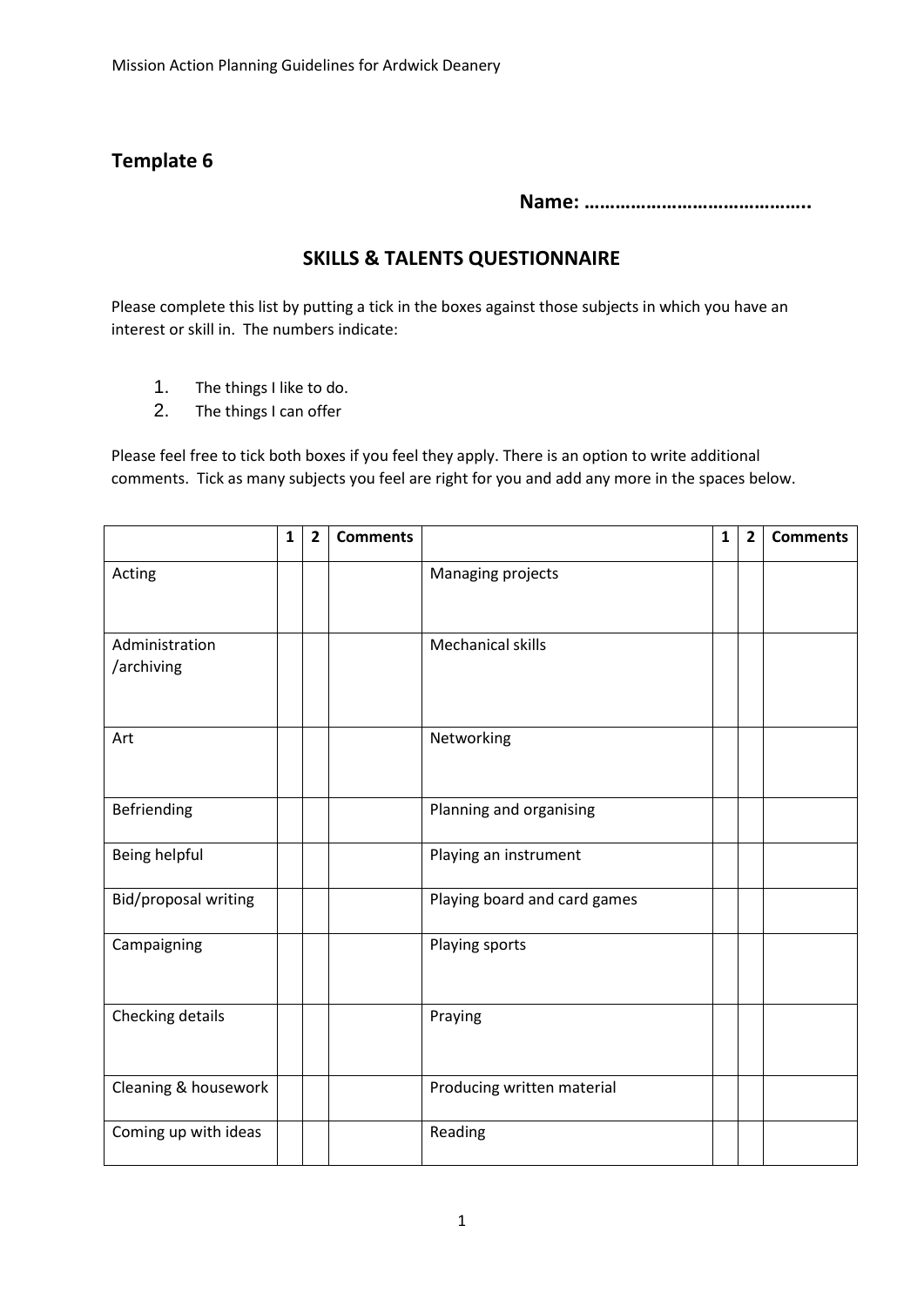## Template 6

**Name: ……………………………………..**

### SKILLS & TALENTS QUESTIONNAIRE

Please complete this list by putting a tick in the boxes against those subjects in which you have an interest or skill in. The numbers indicate:

1. The things I like to do.
2. The things I can offer

Please feel free to tick both boxes if you feel they apply. There is an option to write additional comments. Tick as many subjects you feel are right for you and add any more in the spaces below.

| | 1 | 2 | Comments | | 1 | 2 | Comments |
|---|---|---|---|---|---|---|---|
| Acting | | | | Managing projects | | | |
| Administration /archiving | | | | Mechanical skills | | | |
| Art | | | | Networking | | | |
| Befriending | | | | Planning and organising | | | |
| Being helpful | | | | Playing an instrument | | | |
| Bid/proposal writing | | | | Playing board and card games | | | |
| Campaigning | | | | Playing sports | | | |
| Checking details | | | | Praying | | | |
| Cleaning & housework | | | | Producing written material | | | |
| Coming up with ideas | | | | Reading | | | |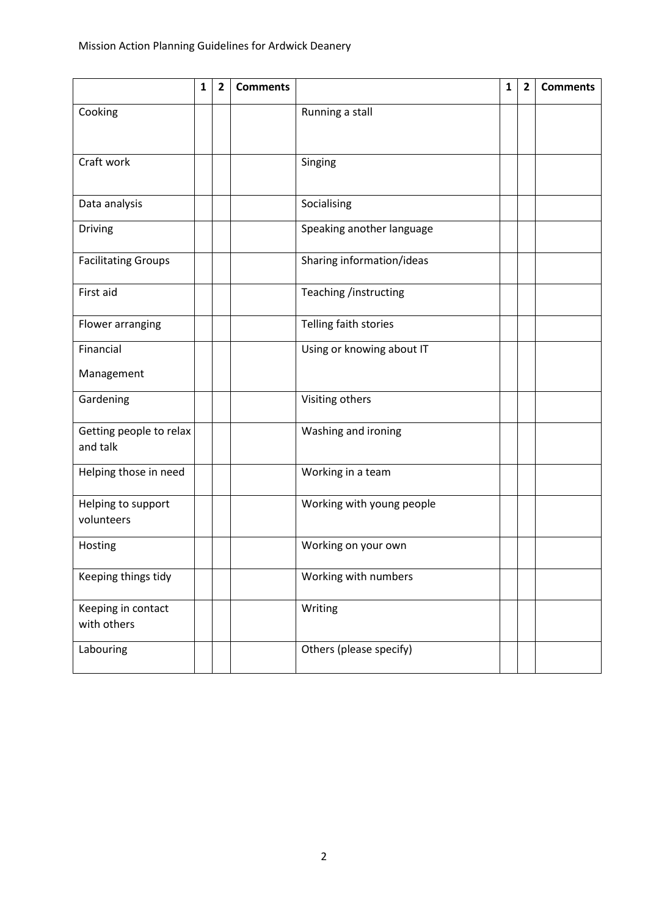| | 1 | 2 | Comments | | 1 | 2 | Comments |
|---|---|---|---|---|---|---|---|
| Cooking | | | | Running a stall | | | |
| Craft work | | | | Singing | | | |
| Data analysis | | | | Socialising | | | |
| Driving | | | | Speaking another language | | | |
| Facilitating Groups | | | | Sharing information/ideas | | | |
| First aid | | | | Teaching /instructing | | | |
| Flower arranging | | | | Telling faith stories | | | |
| Financial Management | | | | Using or knowing about IT | | | |
| Gardening | | | | Visiting others | | | |
| Getting people to relax and talk | | | | Washing and ironing | | | |
| Helping those in need | | | | Working in a team | | | |
| Helping to support volunteers | | | | Working with young people | | | |
| Hosting | | | | Working on your own | | | |
| Keeping things tidy | | | | Working with numbers | | | |
| Keeping in contact with others | | | | Writing | | | |
| Labouring | | | | Others (please specify) | | | |